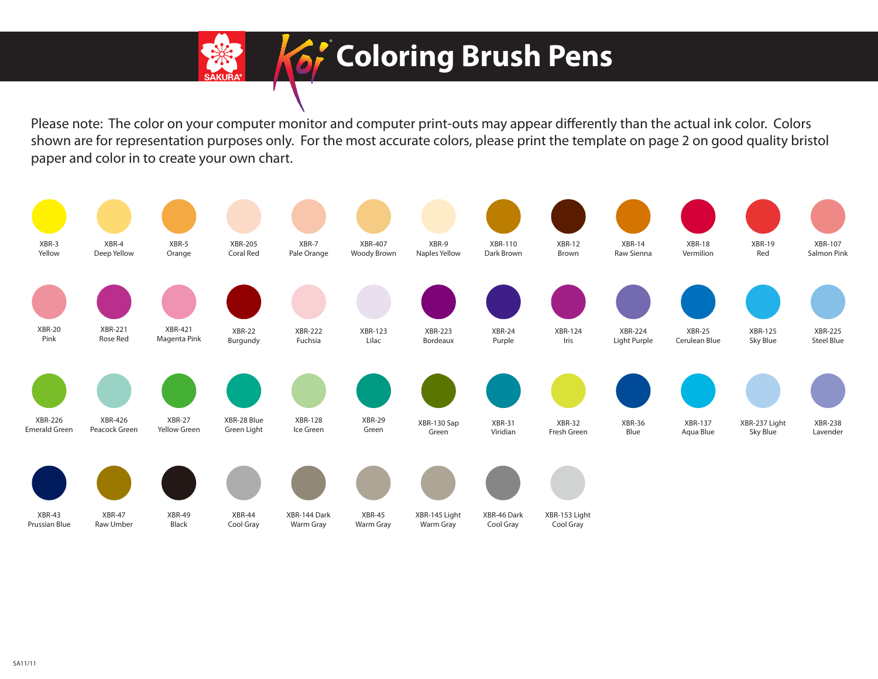# SAKURA Koi® Coloring Brush Pens

Please note: The color on your computer monitor and computer print-outs may appear differently than the actual ink color. Colors shown are for representation purposes only. For the most accurate colors, please print the template on page 2 on good quality bristol paper and color in to create your own chart.

| | | | | | | | | | | | | |
|---|---|---|---|---|---|---|---|---|---|---|---|---|
| XBR-3 Yellow | XBR-4 Deep Yellow | XBR-5 Orange | XBR-205 Coral Red | XBR-7 Pale Orange | XBR-407 Woody Brown | XBR-9 Naples Yellow | XBR-110 Dark Brown | XBR-12 Brown | XBR-14 Raw Sienna | XBR-18 Vermilion | XBR-19 Red | XBR-107 Salmon Pink |
| XBR-20 Pink | XBR-221 Rose Red | XBR-421 Magenta Pink | XBR-22 Burgundy | XBR-222 Fuchsia | XBR-123 Lilac | XBR-223 Bordeaux | XBR-24 Purple | XBR-124 Iris | XBR-224 Light Purple | XBR-25 Cerulean Blue | XBR-125 Sky Blue | XBR-225 Steel Blue |
| XBR-226 Emerald Green | XBR-426 Peacock Green | XBR-27 Yellow Green | XBR-28 Blue Green Light | XBR-128 Ice Green | XBR-29 Green | XBR-130 Sap Green | XBR-31 Viridian | XBR-32 Fresh Green | XBR-36 Blue | XBR-137 Aqua Blue | XBR-237 Light Sky Blue | XBR-238 Lavender |
| XBR-43 Prussian Blue | XBR-47 Raw Umber | XBR-49 Black | XBR-44 Cool Gray | XBR-144 Dark Warm Gray | XBR-45 Warm Gray | XBR-145 Light Warm Gray | XBR-46 Dark Cool Gray | XBR-153 Light Cool Gray | | | | |

SA11/11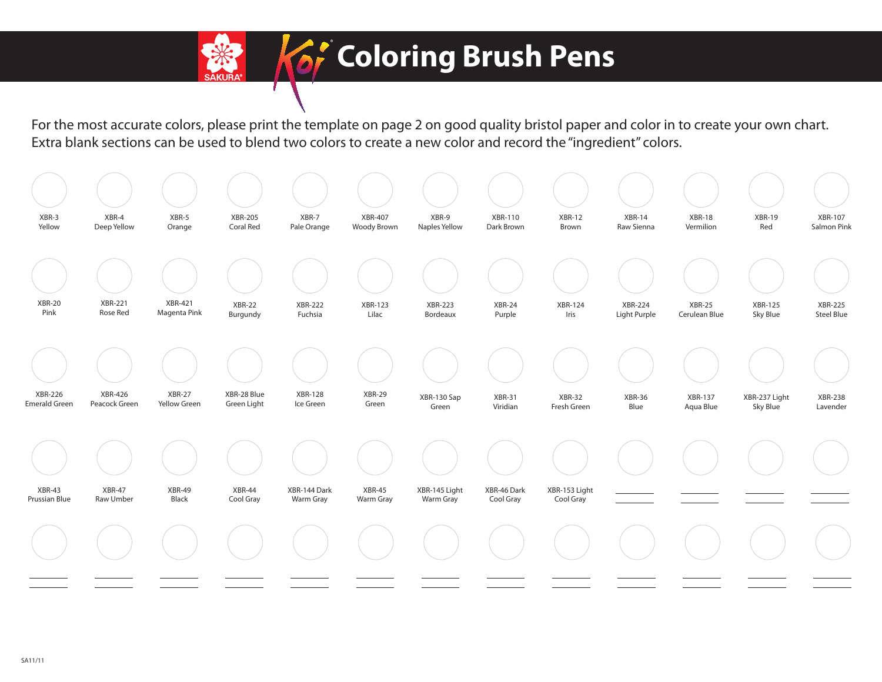# Koi® Coloring Brush Pens

For the most accurate colors, please print the template on page 2 on good quality bristol paper and color in to create your own chart. Extra blank sections can be used to blend two colors to create a new color and record the "ingredient" colors.

| | | | | | | | | | | | | |
|---|---|---|---|---|---|---|---|---|---|---|---|---|
| XBR-3 Yellow | XBR-4 Deep Yellow | XBR-5 Orange | XBR-205 Coral Red | XBR-7 Pale Orange | XBR-407 Woody Brown | XBR-9 Naples Yellow | XBR-110 Dark Brown | XBR-12 Brown | XBR-14 Raw Sienna | XBR-18 Vermilion | XBR-19 Red | XBR-107 Salmon Pink |
| XBR-20 Pink | XBR-221 Rose Red | XBR-421 Magenta Pink | XBR-22 Burgundy | XBR-222 Fuchsia | XBR-123 Lilac | XBR-223 Bordeaux | XBR-24 Purple | XBR-124 Iris | XBR-224 Light Purple | XBR-25 Cerulean Blue | XBR-125 Sky Blue | XBR-225 Steel Blue |
| XBR-226 Emerald Green | XBR-426 Peacock Green | XBR-27 Yellow Green | XBR-28 Blue Green Light | XBR-128 Ice Green | XBR-29 Green | XBR-130 Sap Green | XBR-31 Viridian | XBR-32 Fresh Green | XBR-36 Blue | XBR-137 Aqua Blue | XBR-237 Light Sky Blue | XBR-238 Lavender |
| XBR-43 Prussian Blue | XBR-47 Raw Umber | XBR-49 Black | XBR-44 Cool Gray | XBR-144 Dark Warm Gray | XBR-45 Warm Gray | XBR-145 Light Warm Gray | XBR-46 Dark Cool Gray | XBR-153 Light Cool Gray | | | | |
| | | | | | | | | | | | | |

SA11/11